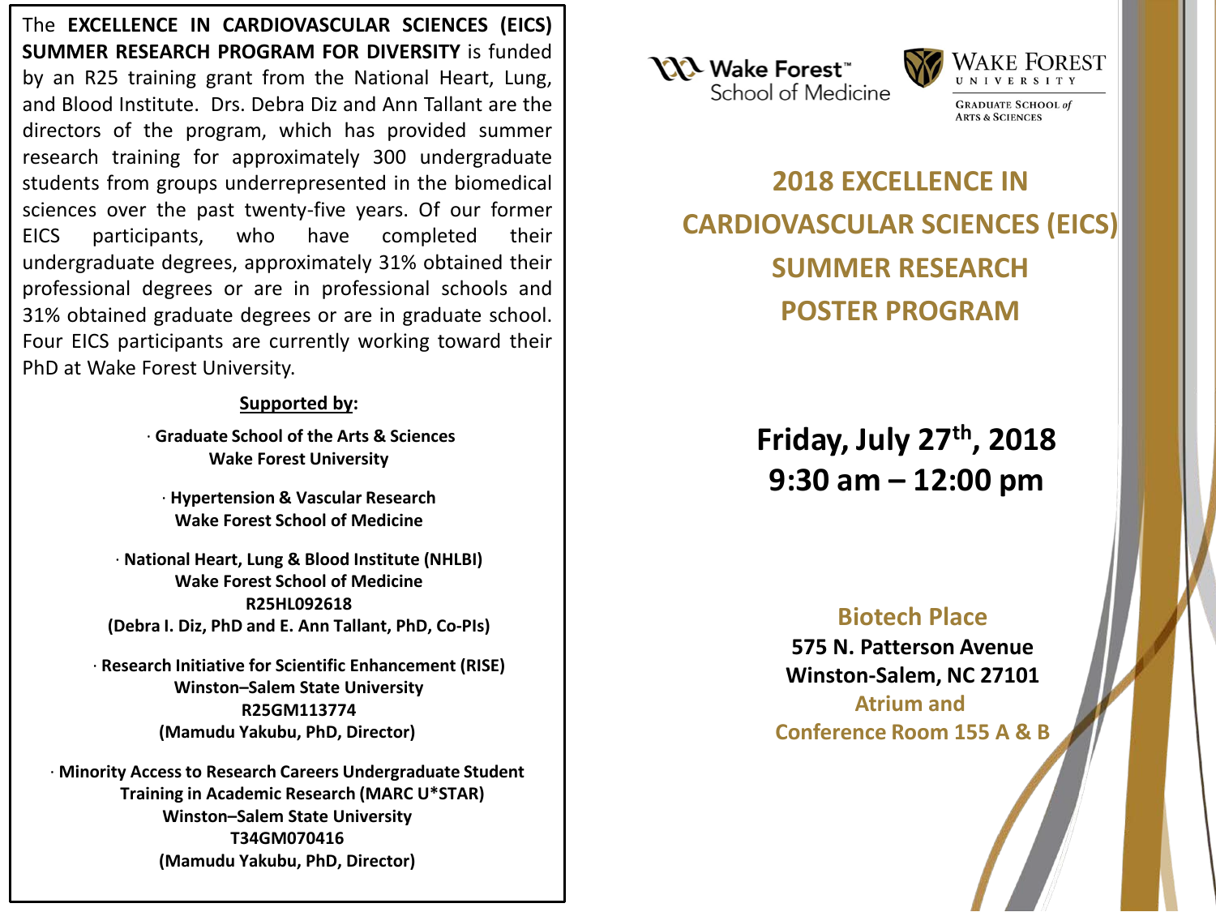The **EXCELLENCE IN CARDIOVASCULAR SCIENCES (EICS) SUMMER RESEARCH PROGRAM FOR DIVERSITY** is funded by an R25 training grant from the National Heart, Lung, and Blood Institute. Drs. Debra Diz and Ann Tallant are the directors of the program, which has provided summer research training for approximately 300 undergraduate students from groups underrepresented in the biomedical sciences over the past twenty-five years. Of our former EICS participants, who have completed their undergraduate degrees, approximately 31% obtained their professional degrees or are in professional schools and 31% obtained graduate degrees or are in graduate school. Four EICS participants are currently working toward their PhD at Wake Forest University.

**Supported by:**

· **Graduate School of the Arts & Sciences**
**Wake Forest University**

· **Hypertension & Vascular Research**
**Wake Forest School of Medicine**

· **National Heart, Lung & Blood Institute (NHLBI)**
**Wake Forest School of Medicine**
**R25HL092618**
**(Debra I. Diz, PhD and E. Ann Tallant, PhD, Co-PIs)**

· **Research Initiative for Scientific Enhancement (RISE)**
**Winston–Salem State University**
**R25GM113774**
**(Mamudu Yakubu, PhD, Director)**

· **Minority Access to Research Careers Undergraduate Student Training in Academic Research (MARC U*STAR)**
**Winston–Salem State University**
**T34GM070416**
**(Mamudu Yakubu, PhD, Director)**

Wake Forest™ School of Medicine

WAKE FOREST UNIVERSITY
GRADUATE SCHOOL *of* ARTS & SCIENCES

# 2018 EXCELLENCE IN CARDIOVASCULAR SCIENCES (EICS) SUMMER RESEARCH POSTER PROGRAM

**Friday, July 27th, 2018**
**9:30 am – 12:00 pm**

**Biotech Place**
**575 N. Patterson Avenue**
**Winston-Salem, NC 27101**
**Atrium and**
**Conference Room 155 A & B**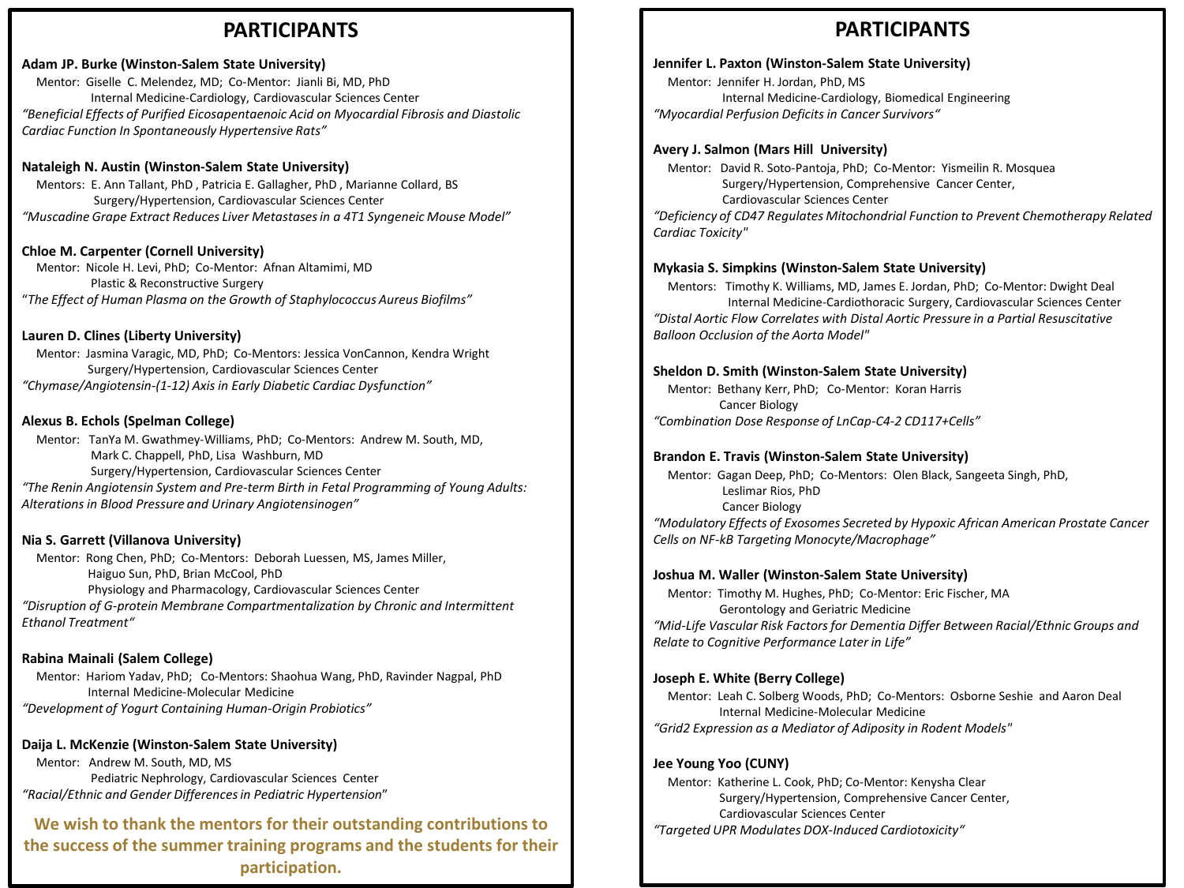## PARTICIPANTS

**Adam JP. Burke (Winston-Salem State University)**
Mentor: Giselle C. Melendez, MD; Co-Mentor: Jianli Bi, MD, PhD
Internal Medicine-Cardiology, Cardiovascular Sciences Center
*"Beneficial Effects of Purified Eicosapentaenoic Acid on Myocardial Fibrosis and Diastolic Cardiac Function In Spontaneously Hypertensive Rats"*

**Nataleigh N. Austin (Winston-Salem State University)**
Mentors: E. Ann Tallant, PhD , Patricia E. Gallagher, PhD , Marianne Collard, BS
Surgery/Hypertension, Cardiovascular Sciences Center
*"Muscadine Grape Extract Reduces Liver Metastases in a 4T1 Syngeneic Mouse Model"*

**Chloe M. Carpenter (Cornell University)**
Mentor: Nicole H. Levi, PhD; Co-Mentor: Afnan Altamimi, MD
Plastic & Reconstructive Surgery
"*The Effect of Human Plasma on the Growth of Staphylococcus Aureus Biofilms"*

**Lauren D. Clines (Liberty University)**
Mentor: Jasmina Varagic, MD, PhD; Co-Mentors: Jessica VonCannon, Kendra Wright
Surgery/Hypertension, Cardiovascular Sciences Center
*"Chymase/Angiotensin-(1-12) Axis in Early Diabetic Cardiac Dysfunction"*

**Alexus B. Echols (Spelman College)**
Mentor: TanYa M. Gwathmey-Williams, PhD; Co-Mentors: Andrew M. South, MD, Mark C. Chappell, PhD, Lisa Washburn, MD
Surgery/Hypertension, Cardiovascular Sciences Center
*"The Renin Angiotensin System and Pre-term Birth in Fetal Programming of Young Adults: Alterations in Blood Pressure and Urinary Angiotensinogen"*

**Nia S. Garrett (Villanova University)**
Mentor: Rong Chen, PhD; Co-Mentors: Deborah Luessen, MS, James Miller, Haiguo Sun, PhD, Brian McCool, PhD
Physiology and Pharmacology, Cardiovascular Sciences Center
*"Disruption of G-protein Membrane Compartmentalization by Chronic and Intermittent Ethanol Treatment"*

**Rabina Mainali (Salem College)**
Mentor: Hariom Yadav, PhD; Co-Mentors: Shaohua Wang, PhD, Ravinder Nagpal, PhD
Internal Medicine-Molecular Medicine
*"Development of Yogurt Containing Human-Origin Probiotics"*

**Daija L. McKenzie (Winston-Salem State University)**
Mentor: Andrew M. South, MD, MS
Pediatric Nephrology, Cardiovascular Sciences Center
*"Racial/Ethnic and Gender Differences in Pediatric Hypertension"*

**We wish to thank the mentors for their outstanding contributions to the success of the summer training programs and the students for their participation.**

## PARTICIPANTS

**Jennifer L. Paxton (Winston-Salem State University)**
Mentor: Jennifer H. Jordan, PhD, MS
Internal Medicine-Cardiology, Biomedical Engineering
*"Myocardial Perfusion Deficits in Cancer Survivors"*

**Avery J. Salmon (Mars Hill University)**
Mentor: David R. Soto-Pantoja, PhD; Co-Mentor: Yismeilin R. Mosquea
Surgery/Hypertension, Comprehensive Cancer Center, Cardiovascular Sciences Center
*"Deficiency of CD47 Regulates Mitochondrial Function to Prevent Chemotherapy Related Cardiac Toxicity"*

**Mykasia S. Simpkins (Winston-Salem State University)**
Mentors: Timothy K. Williams, MD, James E. Jordan, PhD; Co-Mentor: Dwight Deal
Internal Medicine-Cardiothoracic Surgery, Cardiovascular Sciences Center
*"Distal Aortic Flow Correlates with Distal Aortic Pressure in a Partial Resuscitative Balloon Occlusion of the Aorta Model"*

**Sheldon D. Smith (Winston-Salem State University)**
Mentor: Bethany Kerr, PhD; Co-Mentor: Koran Harris
Cancer Biology
*"Combination Dose Response of LnCap-C4-2 CD117+Cells"*

**Brandon E. Travis (Winston-Salem State University)**
Mentor: Gagan Deep, PhD; Co-Mentors: Olen Black, Sangeeta Singh, PhD, Leslimar Rios, PhD
Cancer Biology
*"Modulatory Effects of Exosomes Secreted by Hypoxic African American Prostate Cancer Cells on NF-kB Targeting Monocyte/Macrophage"*

**Joshua M. Waller (Winston-Salem State University)**
Mentor: Timothy M. Hughes, PhD; Co-Mentor: Eric Fischer, MA
Gerontology and Geriatric Medicine
*"Mid-Life Vascular Risk Factors for Dementia Differ Between Racial/Ethnic Groups and Relate to Cognitive Performance Later in Life"*

**Joseph E. White (Berry College)**
Mentor: Leah C. Solberg Woods, PhD; Co-Mentors: Osborne Seshie and Aaron Deal
Internal Medicine-Molecular Medicine
*"Grid2 Expression as a Mediator of Adiposity in Rodent Models"*

**Jee Young Yoo (CUNY)**
Mentor: Katherine L. Cook, PhD; Co-Mentor: Kenysha Clear
Surgery/Hypertension, Comprehensive Cancer Center, Cardiovascular Sciences Center
*"Targeted UPR Modulates DOX-Induced Cardiotoxicity"*